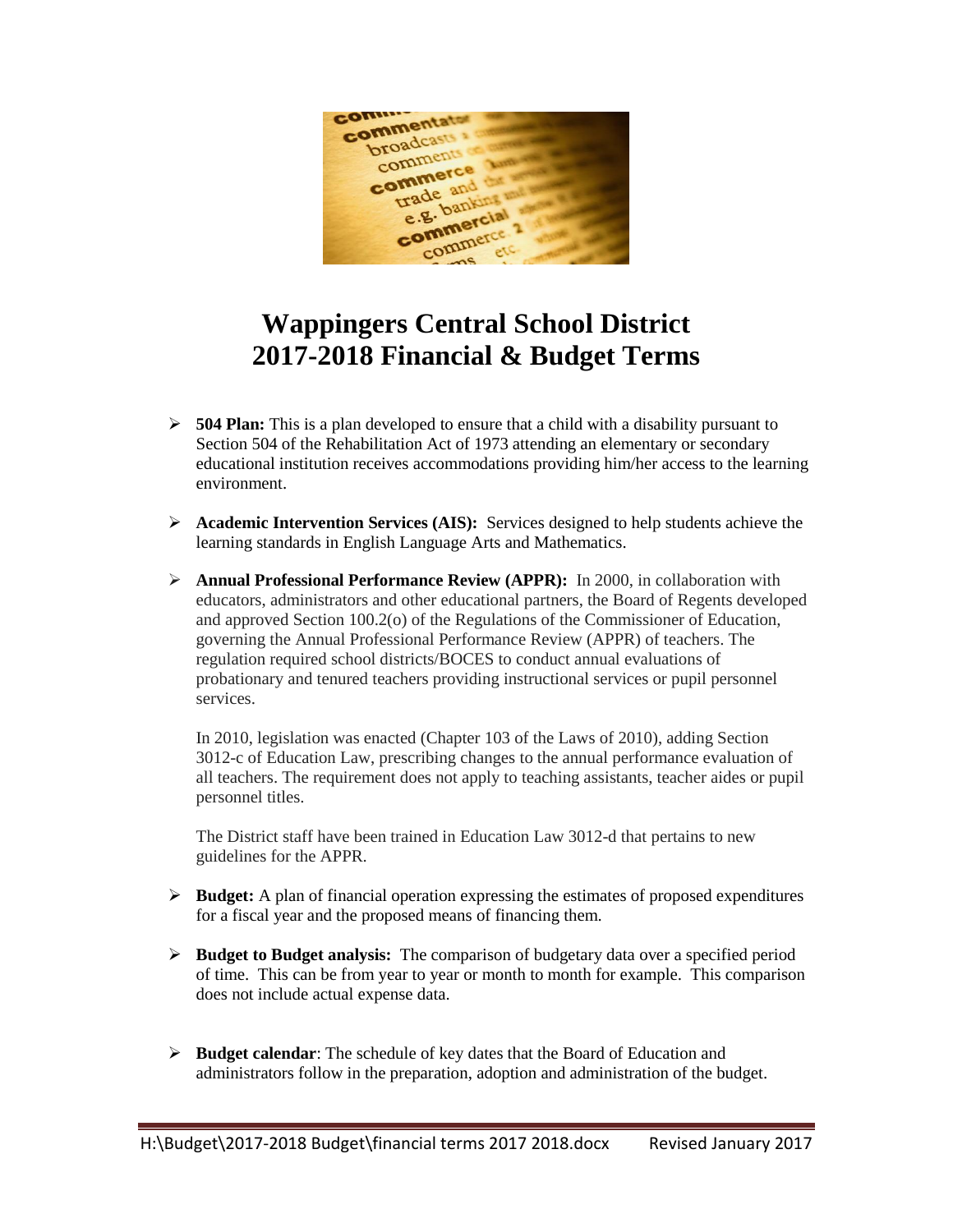# Wappingers Central School District 2017-2018 Financial & Budget Terms

- **504 Plan:** This is a plan developed to ensure that a child with a disability pursuant to Section 504 of the Rehabilitation Act of 1973 attending an elementary or secondary educational institution receives accommodations providing him/her access to the learning environment.

- **Academic Intervention Services (AIS):** Services designed to help students achieve the learning standards in English Language Arts and Mathematics.

- **Annual Professional Performance Review (APPR):** In 2000, in collaboration with educators, administrators and other educational partners, the Board of Regents developed and approved Section 100.2(o) of the Regulations of the Commissioner of Education, governing the Annual Professional Performance Review (APPR) of teachers. The regulation required school districts/BOCES to conduct annual evaluations of probationary and tenured teachers providing instructional services or pupil personnel services.

  In 2010, legislation was enacted (Chapter 103 of the Laws of 2010), adding Section 3012-c of Education Law, prescribing changes to the annual performance evaluation of all teachers. The requirement does not apply to teaching assistants, teacher aides or pupil personnel titles.

  The District staff have been trained in Education Law 3012-d that pertains to new guidelines for the APPR.

- **Budget:** A plan of financial operation expressing the estimates of proposed expenditures for a fiscal year and the proposed means of financing them.

- **Budget to Budget analysis:** The comparison of budgetary data over a specified period of time. This can be from year to year or month to month for example. This comparison does not include actual expense data.

- **Budget calendar**: The schedule of key dates that the Board of Education and administrators follow in the preparation, adoption and administration of the budget.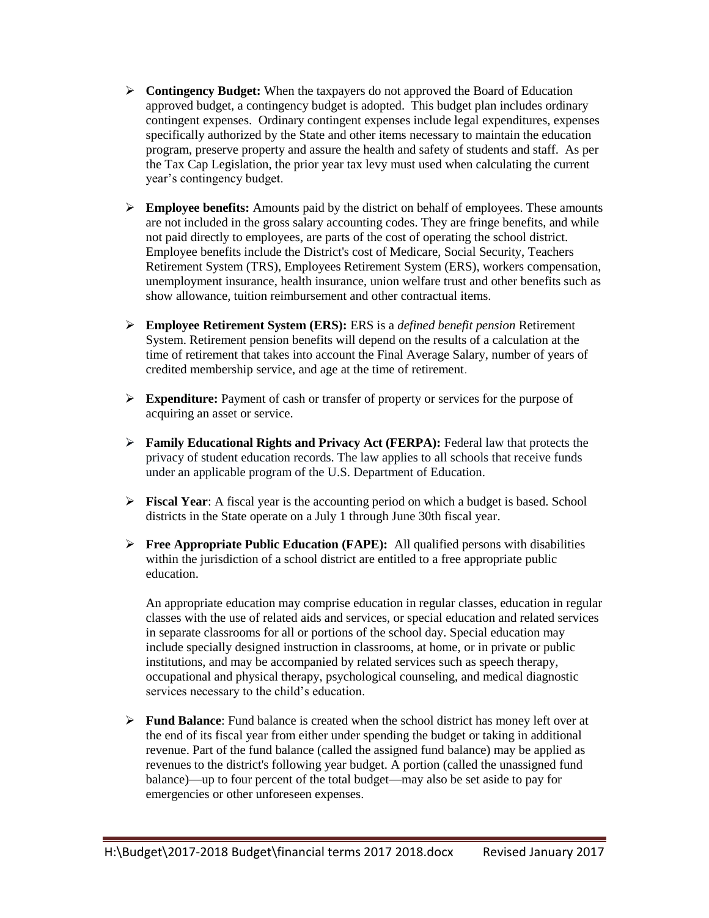- **Contingency Budget:** When the taxpayers do not approved the Board of Education approved budget, a contingency budget is adopted. This budget plan includes ordinary contingent expenses. Ordinary contingent expenses include legal expenditures, expenses specifically authorized by the State and other items necessary to maintain the education program, preserve property and assure the health and safety of students and staff. As per the Tax Cap Legislation, the prior year tax levy must used when calculating the current year's contingency budget.

- **Employee benefits:** Amounts paid by the district on behalf of employees. These amounts are not included in the gross salary accounting codes. They are fringe benefits, and while not paid directly to employees, are parts of the cost of operating the school district. Employee benefits include the District's cost of Medicare, Social Security, Teachers Retirement System (TRS), Employees Retirement System (ERS), workers compensation, unemployment insurance, health insurance, union welfare trust and other benefits such as show allowance, tuition reimbursement and other contractual items.

- **Employee Retirement System (ERS):** ERS is a *defined benefit pension* Retirement System. Retirement pension benefits will depend on the results of a calculation at the time of retirement that takes into account the Final Average Salary, number of years of credited membership service, and age at the time of retirement.

- **Expenditure:** Payment of cash or transfer of property or services for the purpose of acquiring an asset or service.

- **Family Educational Rights and Privacy Act (FERPA):** Federal law that protects the privacy of student education records. The law applies to all schools that receive funds under an applicable program of the U.S. Department of Education.

- **Fiscal Year**: A fiscal year is the accounting period on which a budget is based. School districts in the State operate on a July 1 through June 30th fiscal year.

- **Free Appropriate Public Education (FAPE):** All qualified persons with disabilities within the jurisdiction of a school district are entitled to a free appropriate public education.

  An appropriate education may comprise education in regular classes, education in regular classes with the use of related aids and services, or special education and related services in separate classrooms for all or portions of the school day. Special education may include specially designed instruction in classrooms, at home, or in private or public institutions, and may be accompanied by related services such as speech therapy, occupational and physical therapy, psychological counseling, and medical diagnostic services necessary to the child's education.

- **Fund Balance**: Fund balance is created when the school district has money left over at the end of its fiscal year from either under spending the budget or taking in additional revenue. Part of the fund balance (called the assigned fund balance) may be applied as revenues to the district's following year budget. A portion (called the unassigned fund balance)—up to four percent of the total budget—may also be set aside to pay for emergencies or other unforeseen expenses.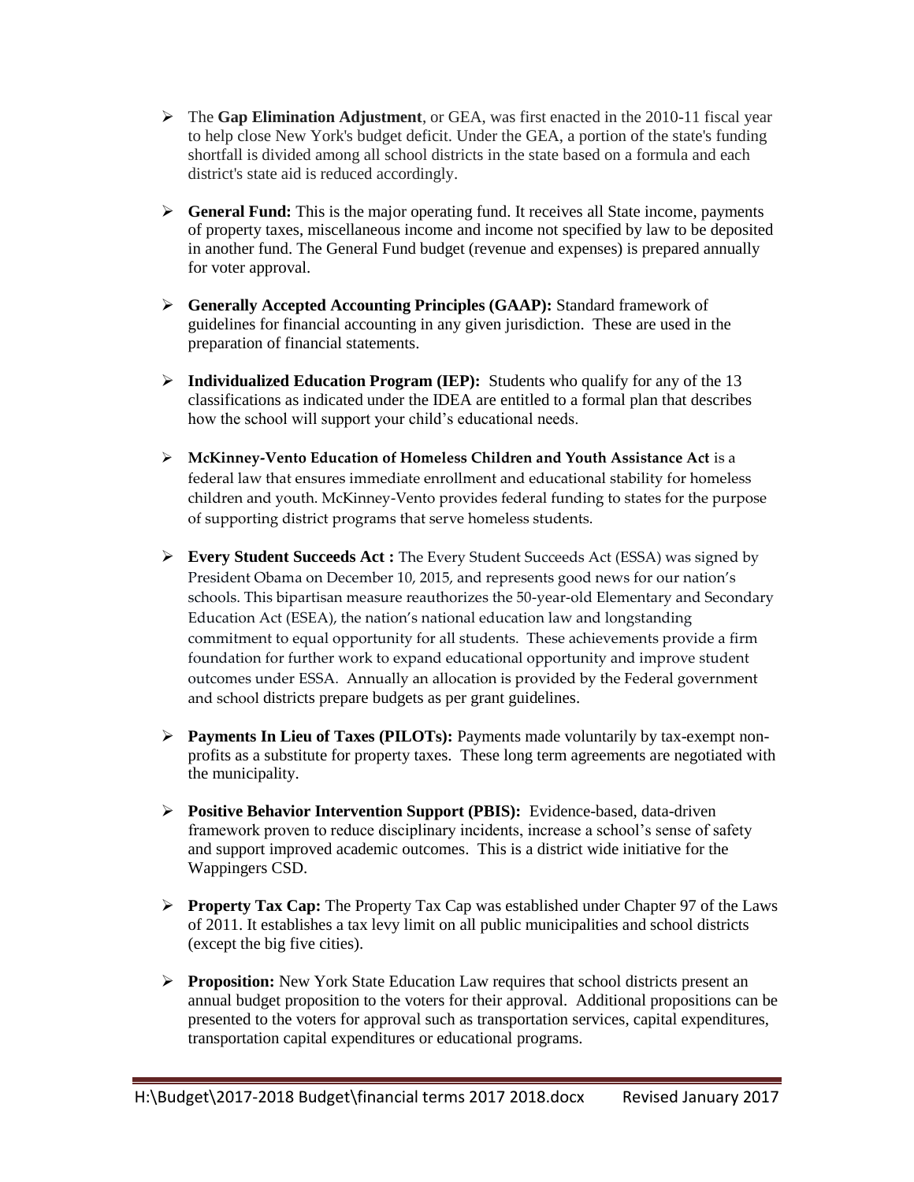- The **Gap Elimination Adjustment**, or GEA, was first enacted in the 2010-11 fiscal year to help close New York's budget deficit. Under the GEA, a portion of the state's funding shortfall is divided among all school districts in the state based on a formula and each district's state aid is reduced accordingly.

- **General Fund:** This is the major operating fund. It receives all State income, payments of property taxes, miscellaneous income and income not specified by law to be deposited in another fund. The General Fund budget (revenue and expenses) is prepared annually for voter approval.

- **Generally Accepted Accounting Principles (GAAP):** Standard framework of guidelines for financial accounting in any given jurisdiction. These are used in the preparation of financial statements.

- **Individualized Education Program (IEP):** Students who qualify for any of the 13 classifications as indicated under the IDEA are entitled to a formal plan that describes how the school will support your child's educational needs.

- **McKinney-Vento Education of Homeless Children and Youth Assistance Act** is a federal law that ensures immediate enrollment and educational stability for homeless children and youth. McKinney-Vento provides federal funding to states for the purpose of supporting district programs that serve homeless students.

- **Every Student Succeeds Act :** The Every Student Succeeds Act (ESSA) was signed by President Obama on December 10, 2015, and represents good news for our nation's schools. This bipartisan measure reauthorizes the 50-year-old Elementary and Secondary Education Act (ESEA), the nation's national education law and longstanding commitment to equal opportunity for all students. These achievements provide a firm foundation for further work to expand educational opportunity and improve student outcomes under ESSA. Annually an allocation is provided by the Federal government and school districts prepare budgets as per grant guidelines.

- **Payments In Lieu of Taxes (PILOTs):** Payments made voluntarily by tax-exempt non-profits as a substitute for property taxes. These long term agreements are negotiated with the municipality.

- **Positive Behavior Intervention Support (PBIS):** Evidence-based, data-driven framework proven to reduce disciplinary incidents, increase a school's sense of safety and support improved academic outcomes. This is a district wide initiative for the Wappingers CSD.

- **Property Tax Cap:** The Property Tax Cap was established under Chapter 97 of the Laws of 2011. It establishes a tax levy limit on all public municipalities and school districts (except the big five cities).

- **Proposition:** New York State Education Law requires that school districts present an annual budget proposition to the voters for their approval. Additional propositions can be presented to the voters for approval such as transportation services, capital expenditures, transportation capital expenditures or educational programs.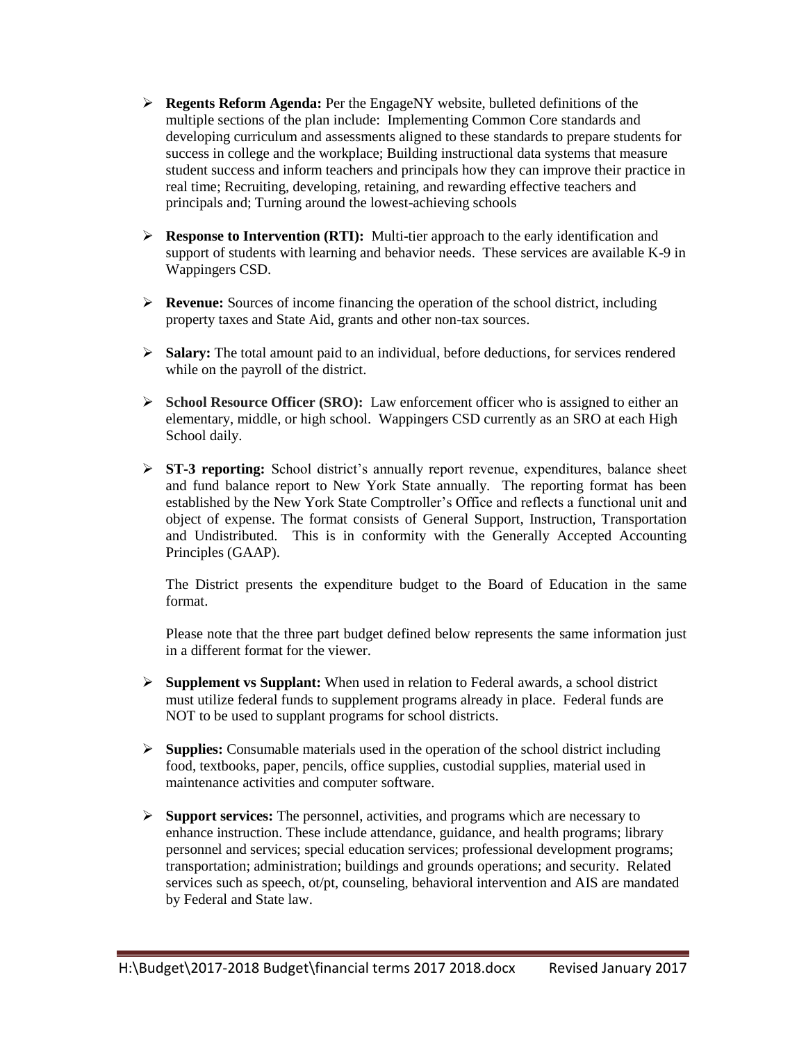- **Regents Reform Agenda:** Per the EngageNY website, bulleted definitions of the multiple sections of the plan include: Implementing Common Core standards and developing curriculum and assessments aligned to these standards to prepare students for success in college and the workplace; Building instructional data systems that measure student success and inform teachers and principals how they can improve their practice in real time; Recruiting, developing, retaining, and rewarding effective teachers and principals and; Turning around the lowest-achieving schools

- **Response to Intervention (RTI):** Multi-tier approach to the early identification and support of students with learning and behavior needs. These services are available K-9 in Wappingers CSD.

- **Revenue:** Sources of income financing the operation of the school district, including property taxes and State Aid, grants and other non-tax sources.

- **Salary:** The total amount paid to an individual, before deductions, for services rendered while on the payroll of the district.

- **School Resource Officer (SRO):** Law enforcement officer who is assigned to either an elementary, middle, or high school. Wappingers CSD currently as an SRO at each High School daily.

- **ST-3 reporting:** School district's annually report revenue, expenditures, balance sheet and fund balance report to New York State annually. The reporting format has been established by the New York State Comptroller's Office and reflects a functional unit and object of expense. The format consists of General Support, Instruction, Transportation and Undistributed. This is in conformity with the Generally Accepted Accounting Principles (GAAP).

  The District presents the expenditure budget to the Board of Education in the same format.

  Please note that the three part budget defined below represents the same information just in a different format for the viewer.

- **Supplement vs Supplant:** When used in relation to Federal awards, a school district must utilize federal funds to supplement programs already in place. Federal funds are NOT to be used to supplant programs for school districts.

- **Supplies:** Consumable materials used in the operation of the school district including food, textbooks, paper, pencils, office supplies, custodial supplies, material used in maintenance activities and computer software.

- **Support services:** The personnel, activities, and programs which are necessary to enhance instruction. These include attendance, guidance, and health programs; library personnel and services; special education services; professional development programs; transportation; administration; buildings and grounds operations; and security. Related services such as speech, ot/pt, counseling, behavioral intervention and AIS are mandated by Federal and State law.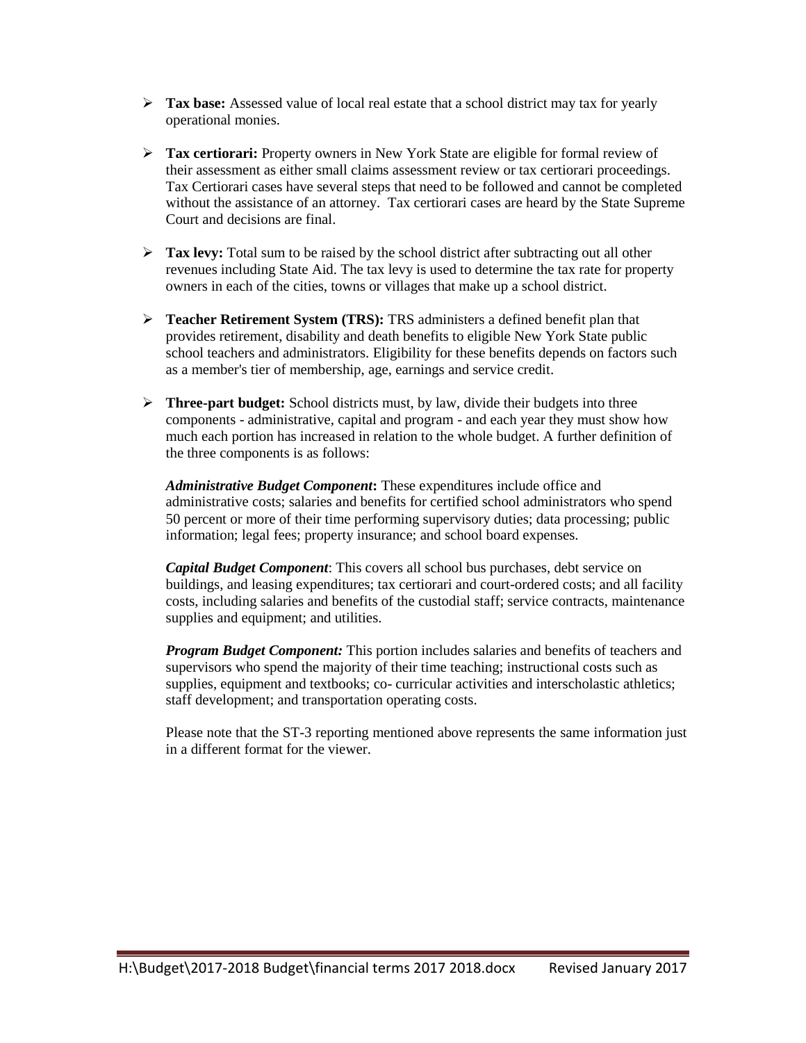- **Tax base:** Assessed value of local real estate that a school district may tax for yearly operational monies.

- **Tax certiorari:** Property owners in New York State are eligible for formal review of their assessment as either small claims assessment review or tax certiorari proceedings. Tax Certiorari cases have several steps that need to be followed and cannot be completed without the assistance of an attorney. Tax certiorari cases are heard by the State Supreme Court and decisions are final.

- **Tax levy:** Total sum to be raised by the school district after subtracting out all other revenues including State Aid. The tax levy is used to determine the tax rate for property owners in each of the cities, towns or villages that make up a school district.

- **Teacher Retirement System (TRS):** TRS administers a defined benefit plan that provides retirement, disability and death benefits to eligible New York State public school teachers and administrators. Eligibility for these benefits depends on factors such as a member's tier of membership, age, earnings and service credit.

- **Three-part budget:** School districts must, by law, divide their budgets into three components - administrative, capital and program - and each year they must show how much each portion has increased in relation to the whole budget. A further definition of the three components is as follows:

  ***Administrative Budget Component*:** These expenditures include office and administrative costs; salaries and benefits for certified school administrators who spend 50 percent or more of their time performing supervisory duties; data processing; public information; legal fees; property insurance; and school board expenses.

  ***Capital Budget Component***: This covers all school bus purchases, debt service on buildings, and leasing expenditures; tax certiorari and court-ordered costs; and all facility costs, including salaries and benefits of the custodial staff; service contracts, maintenance supplies and equipment; and utilities.

  ***Program Budget Component:*** This portion includes salaries and benefits of teachers and supervisors who spend the majority of their time teaching; instructional costs such as supplies, equipment and textbooks; co- curricular activities and interscholastic athletics; staff development; and transportation operating costs.

  Please note that the ST-3 reporting mentioned above represents the same information just in a different format for the viewer.